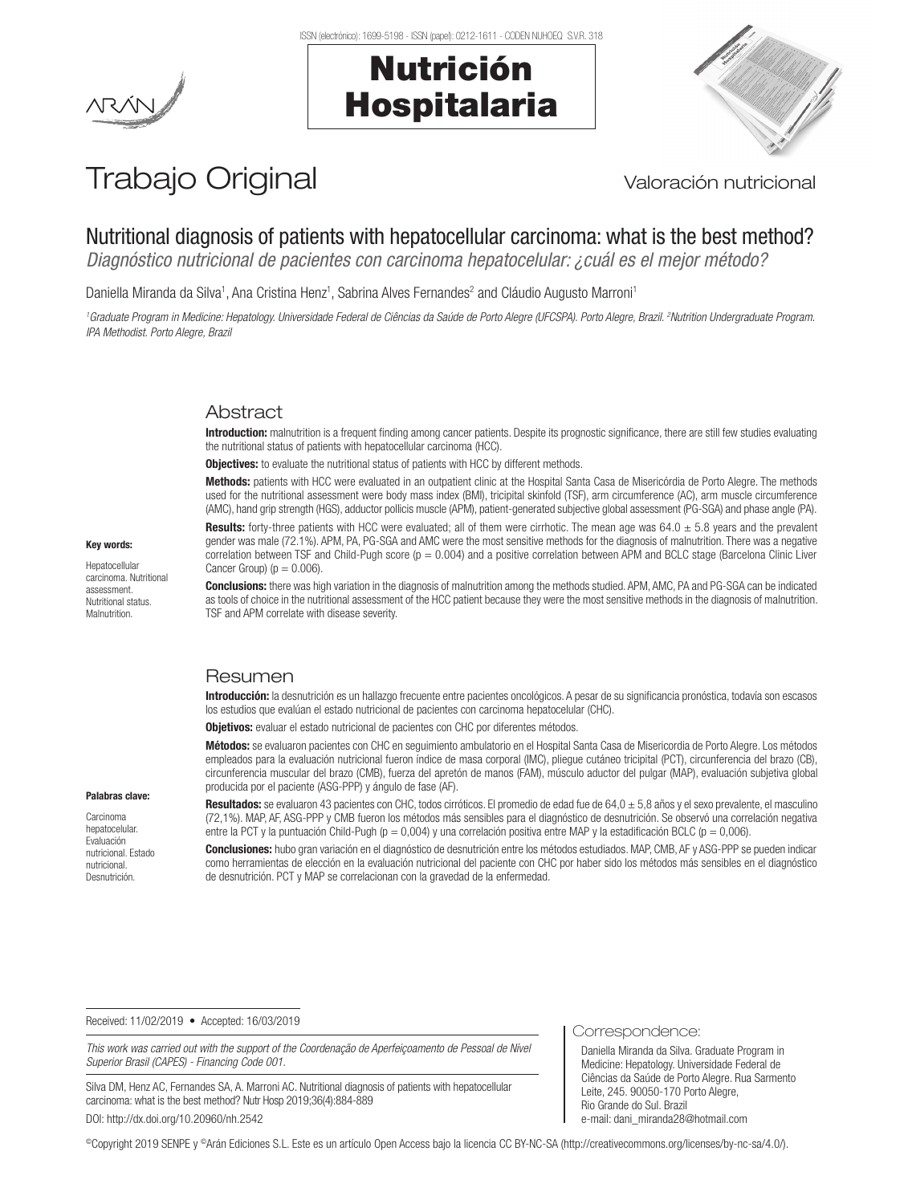# Trabajo Original

Valoración nutricional

## Nutritional diagnosis of patients with hepatocellular carcinoma: what is the best method?

*Diagnóstico nutricional de pacientes con carcinoma hepatocelular: ¿cuál es el mejor método?*

Daniella Miranda da Silva[1], Ana Cristina Henz[1], Sabrina Alves Fernandes[2] and Cláudio Augusto Marroni[1]

[1]*Graduate Program in Medicine: Hepatology. Universidade Federal de Ciências da Saúde de Porto Alegre (UFCSPA). Porto Alegre, Brazil.* [2]*Nutrition Undergraduate Program. IPA Methodist. Porto Alegre, Brazil*

### Abstract

**Introduction:** malnutrition is a frequent finding among cancer patients. Despite its prognostic significance, there are still few studies evaluating the nutritional status of patients with hepatocellular carcinoma (HCC).

**Objectives:** to evaluate the nutritional status of patients with HCC by different methods.

**Methods:** patients with HCC were evaluated in an outpatient clinic at the Hospital Santa Casa de Misericórdia de Porto Alegre. The methods used for the nutritional assessment were body mass index (BMI), tricipital skinfold (TSF), arm circumference (AC), arm muscle circumference (AMC), hand grip strength (HGS), adductor pollicis muscle (APM), patient-generated subjective global assessment (PG-SGA) and phase angle (PA).

**Results:** forty-three patients with HCC were evaluated; all of them were cirrhotic. The mean age was $64.0 \pm 5.8$ years and the prevalent gender was male (72.1%). APM, PA, PG-SGA and AMC were the most sensitive methods for the diagnosis of malnutrition. There was a negative correlation between TSF and Child-Pugh score ($p = 0.004$) and a positive correlation between APM and BCLC stage (Barcelona Clinic Liver Cancer Group) ($p = 0.006$).

**Conclusions:** there was high variation in the diagnosis of malnutrition among the methods studied. APM, AMC, PA and PG-SGA can be indicated as tools of choice in the nutritional assessment of the HCC patient because they were the most sensitive methods in the diagnosis of malnutrition. TSF and APM correlate with disease severity.

**Key words:**

Hepatocellular carcinoma. Nutritional assessment. Nutritional status. Malnutrition.

### Resumen

**Introducción:** la desnutrición es un hallazgo frecuente entre pacientes oncológicos. A pesar de su significancia pronóstica, todavía son escasos los estudios que evalúan el estado nutricional de pacientes con carcinoma hepatocelular (CHC).

**Objetivos:** evaluar el estado nutricional de pacientes con CHC por diferentes métodos.

**Métodos:** se evaluaron pacientes con CHC en seguimiento ambulatorio en el Hospital Santa Casa de Misericordia de Porto Alegre. Los métodos empleados para la evaluación nutricional fueron índice de masa corporal (IMC), pliegue cutáneo tricipital (PCT), circunferencia del brazo (CB), circunferencia muscular del brazo (CMB), fuerza del apretón de manos (FAM), músculo aductor del pulgar (MAP), evaluación subjetiva global producida por el paciente (ASG-PPP) y ángulo de fase (AF).

**Resultados:** se evaluaron 43 pacientes con CHC, todos cirróticos. El promedio de edad fue de $64,0 \pm 5,8$ años y el sexo prevalente, el masculino (72,1%). MAP, AF, ASG-PPP y CMB fueron los métodos más sensibles para el diagnóstico de desnutrición. Se observó una correlación negativa entre la PCT y la puntuación Child-Pugh ($p = 0,004$) y una correlación positiva entre MAP y la estadificación BCLC ($p = 0,006$).

**Conclusiones:** hubo gran variación en el diagnóstico de desnutrición entre los métodos estudiados. MAP, CMB, AF y ASG-PPP se pueden indicar como herramientas de elección en la evaluación nutricional del paciente con CHC por haber sido los métodos más sensibles en el diagnóstico de desnutrición. PCT y MAP se correlacionan con la gravedad de la enfermedad.

**Palabras clave:**

Carcinoma hepatocelular. Evaluación nutricional. Estado nutricional. Desnutrición.

Received: 11/02/2019 • Accepted: 16/03/2019

*This work was carried out with the support of the Coordenação de Aperfeiçoamento de Pessoal de Nível Superior Brasil (CAPES) - Financing Code 001.*

Silva DM, Henz AC, Fernandes SA, Marroni AC. Nutritional diagnosis of patients with hepatocellular carcinoma: what is the best method? Nutr Hosp 2019;36(4):884-889

DOI: http://dx.doi.org/10.20960/nh.2542

Correspondence:

Daniella Miranda da Silva. Graduate Program in Medicine: Hepatology. Universidade Federal de Ciências da Saúde de Porto Alegre. Rua Sarmento Leite, 245. 90050-170 Porto Alegre, Rio Grande do Sul. Brazil
e-mail: dani_miranda28@hotmail.com

©Copyright 2019 SENPE y ©Arán Ediciones S.L. Este es un artículo Open Access bajo la licencia CC BY-NC-SA (http://creativecommons.org/licenses/by-nc-sa/4.0/).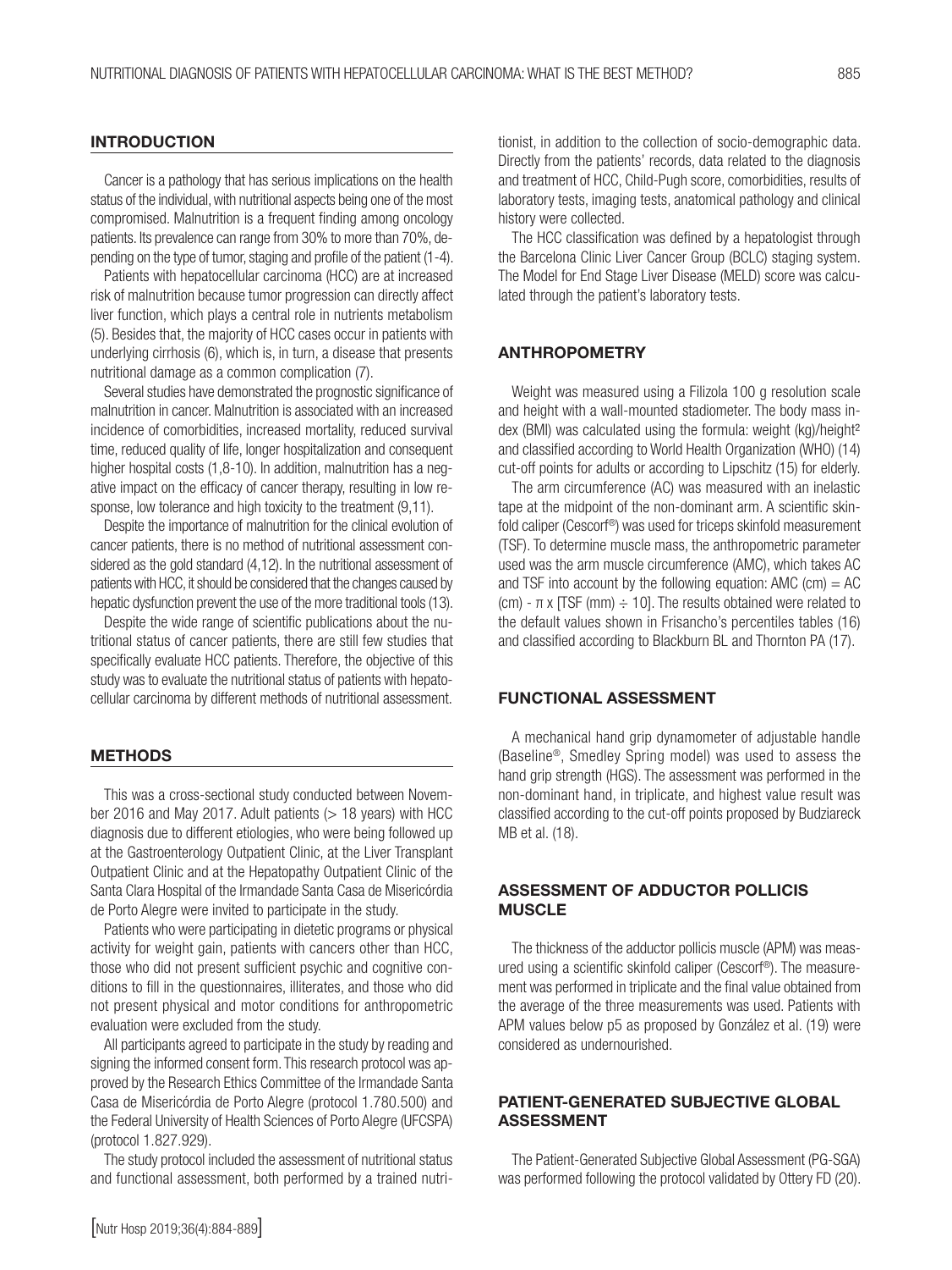## INTRODUCTION

Cancer is a pathology that has serious implications on the health status of the individual, with nutritional aspects being one of the most compromised. Malnutrition is a frequent finding among oncology patients. Its prevalence can range from 30% to more than 70%, depending on the type of tumor, staging and profile of the patient (1-4).

Patients with hepatocellular carcinoma (HCC) are at increased risk of malnutrition because tumor progression can directly affect liver function, which plays a central role in nutrients metabolism (5). Besides that, the majority of HCC cases occur in patients with underlying cirrhosis (6), which is, in turn, a disease that presents nutritional damage as a common complication (7).

Several studies have demonstrated the prognostic significance of malnutrition in cancer. Malnutrition is associated with an increased incidence of comorbidities, increased mortality, reduced survival time, reduced quality of life, longer hospitalization and consequent higher hospital costs (1,8-10). In addition, malnutrition has a negative impact on the efficacy of cancer therapy, resulting in low response, low tolerance and high toxicity to the treatment (9,11).

Despite the importance of malnutrition for the clinical evolution of cancer patients, there is no method of nutritional assessment considered as the gold standard (4,12). In the nutritional assessment of patients with HCC, it should be considered that the changes caused by hepatic dysfunction prevent the use of the more traditional tools (13).

Despite the wide range of scientific publications about the nutritional status of cancer patients, there are still few studies that specifically evaluate HCC patients. Therefore, the objective of this study was to evaluate the nutritional status of patients with hepatocellular carcinoma by different methods of nutritional assessment.

## METHODS

This was a cross-sectional study conducted between November 2016 and May 2017. Adult patients (> 18 years) with HCC diagnosis due to different etiologies, who were being followed up at the Gastroenterology Outpatient Clinic, at the Liver Transplant Outpatient Clinic and at the Hepatopathy Outpatient Clinic of the Santa Clara Hospital of the Irmandade Santa Casa de Misericórdia de Porto Alegre were invited to participate in the study.

Patients who were participating in dietetic programs or physical activity for weight gain, patients with cancers other than HCC, those who did not present sufficient psychic and cognitive conditions to fill in the questionnaires, illiterates, and those who did not present physical and motor conditions for anthropometric evaluation were excluded from the study.

All participants agreed to participate in the study by reading and signing the informed consent form. This research protocol was approved by the Research Ethics Committee of the Irmandade Santa Casa de Misericórdia de Porto Alegre (protocol 1.780.500) and the Federal University of Health Sciences of Porto Alegre (UFCSPA) (protocol 1.827.929).

The study protocol included the assessment of nutritional status and functional assessment, both performed by a trained nutritionist, in addition to the collection of socio-demographic data. Directly from the patients' records, data related to the diagnosis and treatment of HCC, Child-Pugh score, comorbidities, results of laboratory tests, imaging tests, anatomical pathology and clinical history were collected.

The HCC classification was defined by a hepatologist through the Barcelona Clinic Liver Cancer Group (BCLC) staging system. The Model for End Stage Liver Disease (MELD) score was calculated through the patient's laboratory tests.

## ANTHROPOMETRY

Weight was measured using a Filizola 100 g resolution scale and height with a wall-mounted stadiometer. The body mass index (BMI) was calculated using the formula: weight (kg)/height² and classified according to World Health Organization (WHO) (14) cut-off points for adults or according to Lipschitz (15) for elderly.

The arm circumference (AC) was measured with an inelastic tape at the midpoint of the non-dominant arm. A scientific skinfold caliper (Cescorf®) was used for triceps skinfold measurement (TSF). To determine muscle mass, the anthropometric parameter used was the arm muscle circumference (AMC), which takes AC and TSF into account by the following equation: AMC (cm) = AC (cm) - $\pi$ x [TSF (mm) ÷ 10]. The results obtained were related to the default values shown in Frisancho's percentiles tables (16) and classified according to Blackburn BL and Thornton PA (17).

## FUNCTIONAL ASSESSMENT

A mechanical hand grip dynamometer of adjustable handle (Baseline®, Smedley Spring model) was used to assess the hand grip strength (HGS). The assessment was performed in the non-dominant hand, in triplicate, and highest value result was classified according to the cut-off points proposed by Budziareck MB et al. (18).

## ASSESSMENT OF ADDUCTOR POLLICIS MUSCLE

The thickness of the adductor pollicis muscle (APM) was measured using a scientific skinfold caliper (Cescorf®). The measurement was performed in triplicate and the final value obtained from the average of the three measurements was used. Patients with APM values below p5 as proposed by González et al. (19) were considered as undernourished.

## PATIENT-GENERATED SUBJECTIVE GLOBAL ASSESSMENT

The Patient-Generated Subjective Global Assessment (PG-SGA) was performed following the protocol validated by Ottery FD (20).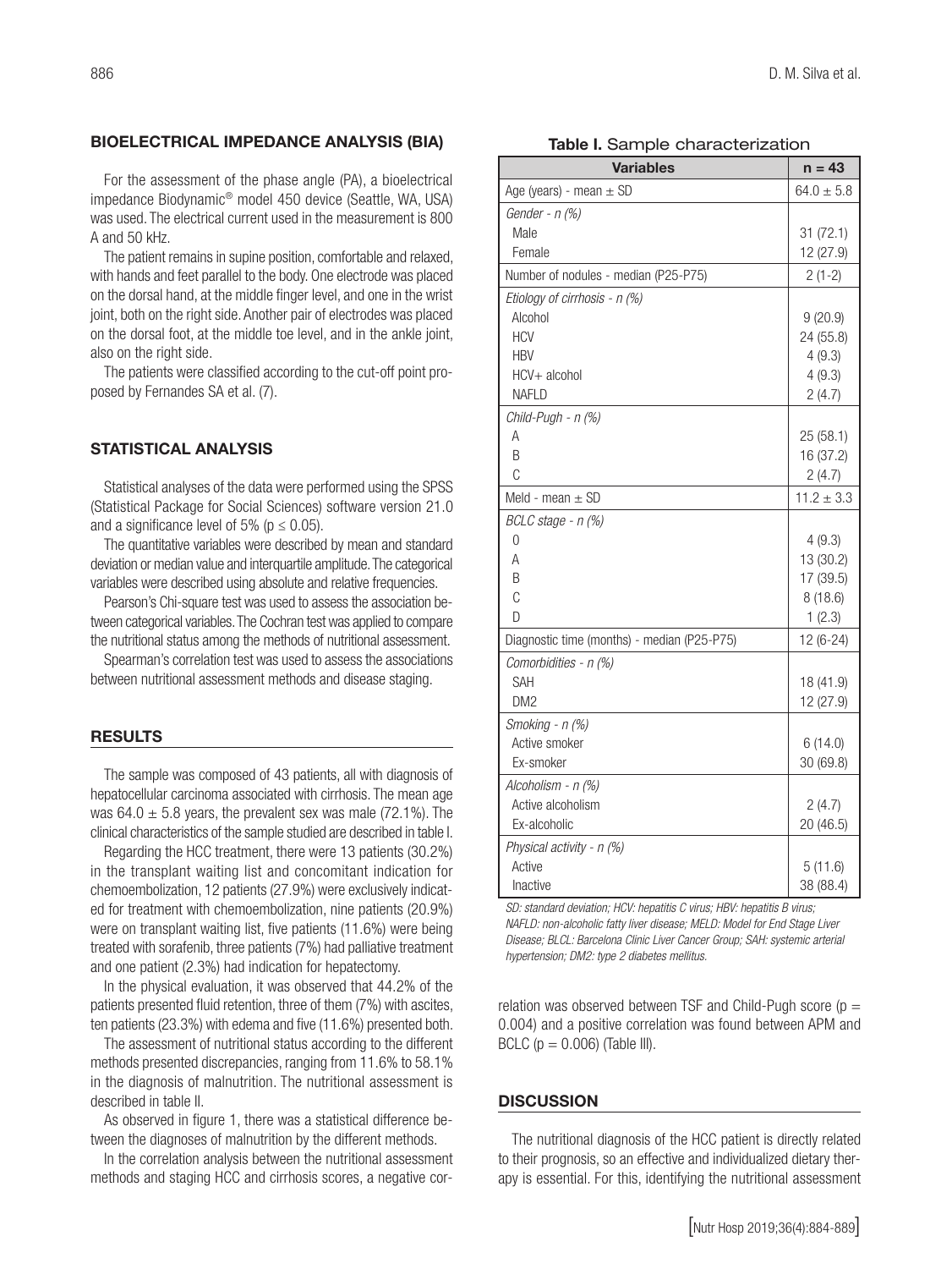## BIOELECTRICAL IMPEDANCE ANALYSIS (BIA)

For the assessment of the phase angle (PA), a bioelectrical impedance Biodynamic® model 450 device (Seattle, WA, USA) was used. The electrical current used in the measurement is 800 A and 50 kHz.

The patient remains in supine position, comfortable and relaxed, with hands and feet parallel to the body. One electrode was placed on the dorsal hand, at the middle finger level, and one in the wrist joint, both on the right side. Another pair of electrodes was placed on the dorsal foot, at the middle toe level, and in the ankle joint, also on the right side.

The patients were classified according to the cut-off point proposed by Fernandes SA et al. (7).

## STATISTICAL ANALYSIS

Statistical analyses of the data were performed using the SPSS (Statistical Package for Social Sciences) software version 21.0 and a significance level of 5% ($p \leq 0.05$).

The quantitative variables were described by mean and standard deviation or median value and interquartile amplitude. The categorical variables were described using absolute and relative frequencies.

Pearson's Chi-square test was used to assess the association between categorical variables. The Cochran test was applied to compare the nutritional status among the methods of nutritional assessment.

Spearman's correlation test was used to assess the associations between nutritional assessment methods and disease staging.

## RESULTS

The sample was composed of 43 patients, all with diagnosis of hepatocellular carcinoma associated with cirrhosis. The mean age was 64.0 ± 5.8 years, the prevalent sex was male (72.1%). The clinical characteristics of the sample studied are described in table I.

**Table I.** Sample characterization

| Variables | n = 43 |
|---|---|
| Age (years) - mean ± SD | 64.0 ± 5.8 |
| *Gender - n (%)* | |
| Male | 31 (72.1) |
| Female | 12 (27.9) |
| Number of nodules - median (P25-P75) | 2 (1-2) |
| *Etiology of cirrhosis - n (%)* | |
| Alcohol | 9 (20.9) |
| HCV | 24 (55.8) |
| HBV | 4 (9.3) |
| HCV+ alcohol | 4 (9.3) |
| NAFLD | 2 (4.7) |
| *Child-Pugh - n (%)* | |
| A | 25 (58.1) |
| B | 16 (37.2) |
| C | 2 (4.7) |
| Meld - mean ± SD | 11.2 ± 3.3 |
| *BCLC stage - n (%)* | |
| 0 | 4 (9.3) |
| A | 13 (30.2) |
| B | 17 (39.5) |
| C | 8 (18.6) |
| D | 1 (2.3) |
| Diagnostic time (months) - median (P25-P75) | 12 (6-24) |
| *Comorbidities - n (%)* | |
| SAH | 18 (41.9) |
| DM2 | 12 (27.9) |
| *Smoking - n (%)* | |
| Active smoker | 6 (14.0) |
| Ex-smoker | 30 (69.8) |
| *Alcoholism - n (%)* | |
| Active alcoholism | 2 (4.7) |
| Ex-alcoholic | 20 (46.5) |
| *Physical activity - n (%)* | |
| Active | 5 (11.6) |
| Inactive | 38 (88.4) |

*SD: standard deviation; HCV: hepatitis C virus; HBV: hepatitis B virus; NAFLD: non-alcoholic fatty liver disease; MELD: Model for End Stage Liver Disease; BCLC: Barcelona Clinic Liver Cancer Group; SAH: systemic arterial hypertension; DM2: type 2 diabetes mellitus.*

Regarding the HCC treatment, there were 13 patients (30.2%) in the transplant waiting list and concomitant indication for chemoembolization, 12 patients (27.9%) were exclusively indicated for treatment with chemoembolization, nine patients (20.9%) were on transplant waiting list, five patients (11.6%) were being treated with sorafenib, three patients (7%) had palliative treatment and one patient (2.3%) had indication for hepatectomy.

In the physical evaluation, it was observed that 44.2% of the patients presented fluid retention, three of them (7%) with ascites, ten patients (23.3%) with edema and five (11.6%) presented both.

The assessment of nutritional status according to the different methods presented discrepancies, ranging from 11.6% to 58.1% in the diagnosis of malnutrition. The nutritional assessment is described in table II.

As observed in figure 1, there was a statistical difference between the diagnoses of malnutrition by the different methods.

In the correlation analysis between the nutritional assessment methods and staging HCC and cirrhosis scores, a negative correlation was observed between TSF and Child-Pugh score ($p = 0.004$) and a positive correlation was found between APM and BCLC ($p = 0.006$) (Table III).

## DISCUSSION

The nutritional diagnosis of the HCC patient is directly related to their prognosis, so an effective and individualized dietary therapy is essential. For this, identifying the nutritional assessment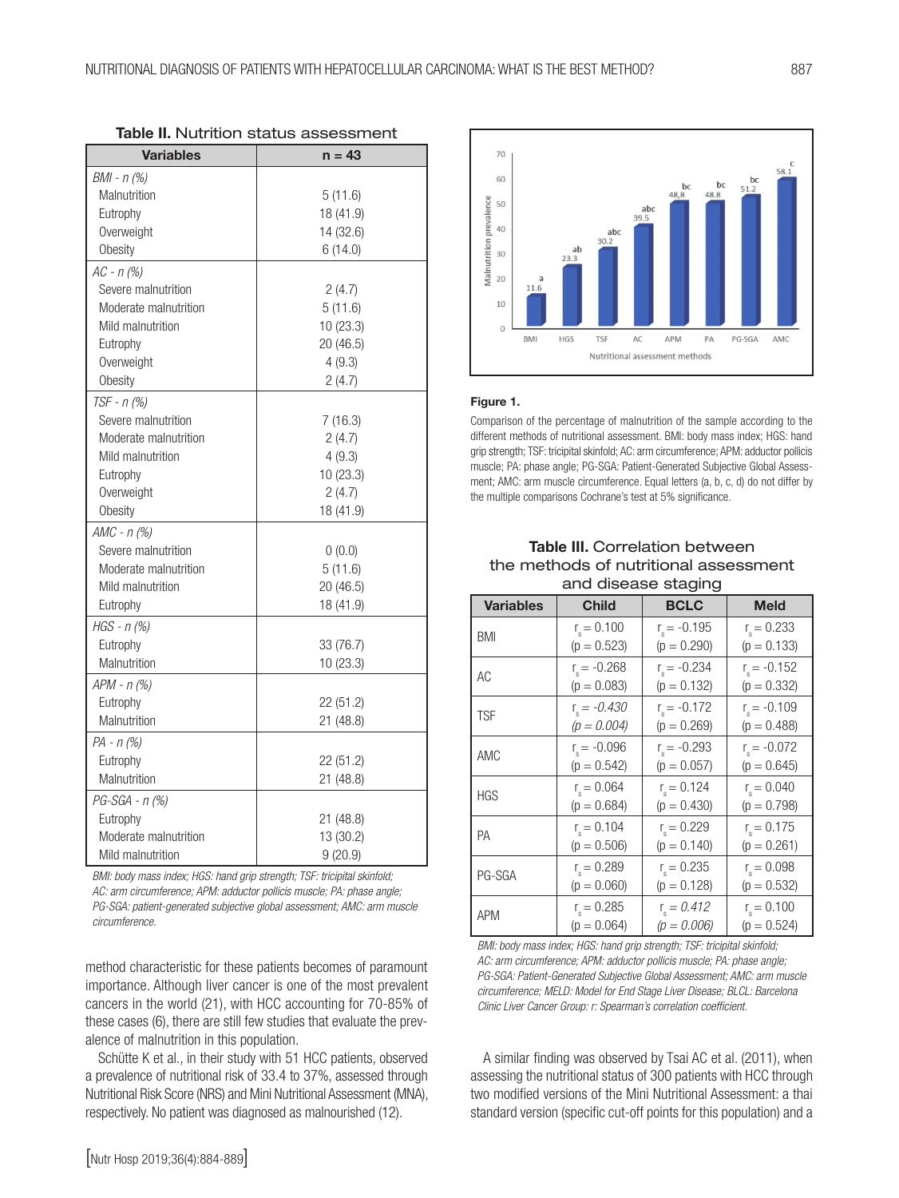**Table II.** Nutrition status assessment

| Variables | n = 43 |
|---|---|
| *BMI - n (%)* | |
| Malnutrition | 5 (11.6) |
| Eutrophy | 18 (41.9) |
| Overweight | 14 (32.6) |
| Obesity | 6 (14.0) |
| *AC - n (%)* | |
| Severe malnutrition | 2 (4.7) |
| Moderate malnutrition | 5 (11.6) |
| Mild malnutrition | 10 (23.3) |
| Eutrophy | 20 (46.5) |
| Overweight | 4 (9.3) |
| Obesity | 2 (4.7) |
| *TSF - n (%)* | |
| Severe malnutrition | 7 (16.3) |
| Moderate malnutrition | 2 (4.7) |
| Mild malnutrition | 4 (9.3) |
| Eutrophy | 10 (23.3) |
| Overweight | 2 (4.7) |
| Obesity | 18 (41.9) |
| *AMC - n (%)* | |
| Severe malnutrition | 0 (0.0) |
| Moderate malnutrition | 5 (11.6) |
| Mild malnutrition | 20 (46.5) |
| Eutrophy | 18 (41.9) |
| *HGS - n (%)* | |
| Eutrophy | 33 (76.7) |
| Malnutrition | 10 (23.3) |
| *APM - n (%)* | |
| Eutrophy | 22 (51.2) |
| Malnutrition | 21 (48.8) |
| *PA - n (%)* | |
| Eutrophy | 22 (51.2) |
| Malnutrition | 21 (48.8) |
| *PG-SGA - n (%)* | |
| Eutrophy | 21 (48.8) |
| Moderate malnutrition | 13 (30.2) |
| Mild malnutrition | 9 (20.9) |

*BMI: body mass index; HGS: hand grip strength; TSF: tricipital skinfold; AC: arm circumference; APM: adductor pollicis muscle; PA: phase angle; PG-SGA: patient-generated subjective global assessment; AMC: arm muscle circumference.*

**Figure 1.**

Comparison of the percentage of malnutrition of the sample according to the different methods of nutritional assessment. BMI: body mass index; HGS: hand grip strength; TSF: tricipital skinfold; AC: arm circumference; APM: adductor pollicis muscle; PA: phase angle; PG-SGA: Patient-Generated Subjective Global Assessment; AMC: arm muscle circumference. Equal letters (a, b, c, d) do not differ by the multiple comparisons Cochrane's test at 5% significance.

**Table III.** Correlation between the methods of nutritional assessment and disease staging

| Variables | Child | BCLC | Meld |
|---|---|---|---|
| BMI | $r_s = 0.100$ ($p = 0.523$) | $r_s = -0.195$ ($p = 0.290$) | $r_s = 0.233$ ($p = 0.133$) |
| AC | $r_s = -0.268$ ($p = 0.083$) | $r_s = -0.234$ ($p = 0.132$) | $r_s = -0.152$ ($p = 0.332$) |
| TSF | *$r_s = -0.430$* *($p = 0.004$)* | $r_s = -0.172$ ($p = 0.269$) | $r_s = -0.109$ ($p = 0.488$) |
| AMC | $r_s = -0.096$ ($p = 0.542$) | $r_s = -0.293$ ($p = 0.057$) | $r_s = -0.072$ ($p = 0.645$) |
| HGS | $r_s = 0.064$ ($p = 0.684$) | $r_s = 0.124$ ($p = 0.430$) | $r_s = 0.040$ ($p = 0.798$) |
| PA | $r_s = 0.104$ ($p = 0.506$) | $r_s = 0.229$ ($p = 0.140$) | $r_s = 0.175$ ($p = 0.261$) |
| PG-SGA | $r_s = 0.289$ ($p = 0.060$) | $r_s = 0.235$ ($p = 0.128$) | $r_s = 0.098$ ($p = 0.532$) |
| APM | $r_s = 0.285$ ($p = 0.064$) | *$r_s = 0.412$* *($p = 0.006$)* | $r_s = 0.100$ ($p = 0.524$) |

*BMI: body mass index; HGS: hand grip strength; TSF: tricipital skinfold; AC: arm circumference; APM: adductor pollicis muscle; PA: phase angle; PG-SGA: Patient-Generated Subjective Global Assessment; AMC: arm muscle circumference; MELD: Model for End Stage Liver Disease; BLCL: Barcelona Clinic Liver Cancer Group: r: Spearman's correlation coefficient.*

method characteristic for these patients becomes of paramount importance. Although liver cancer is one of the most prevalent cancers in the world (21), with HCC accounting for 70-85% of these cases (6), there are still few studies that evaluate the prevalence of malnutrition in this population.

Schütte K et al., in their study with 51 HCC patients, observed a prevalence of nutritional risk of 33.4 to 37%, assessed through Nutritional Risk Score (NRS) and Mini Nutritional Assessment (MNA), respectively. No patient was diagnosed as malnourished (12).

A similar finding was observed by Tsai AC et al. (2011), when assessing the nutritional status of 300 patients with HCC through two modified versions of the Mini Nutritional Assessment: a thai standard version (specific cut-off points for this population) and a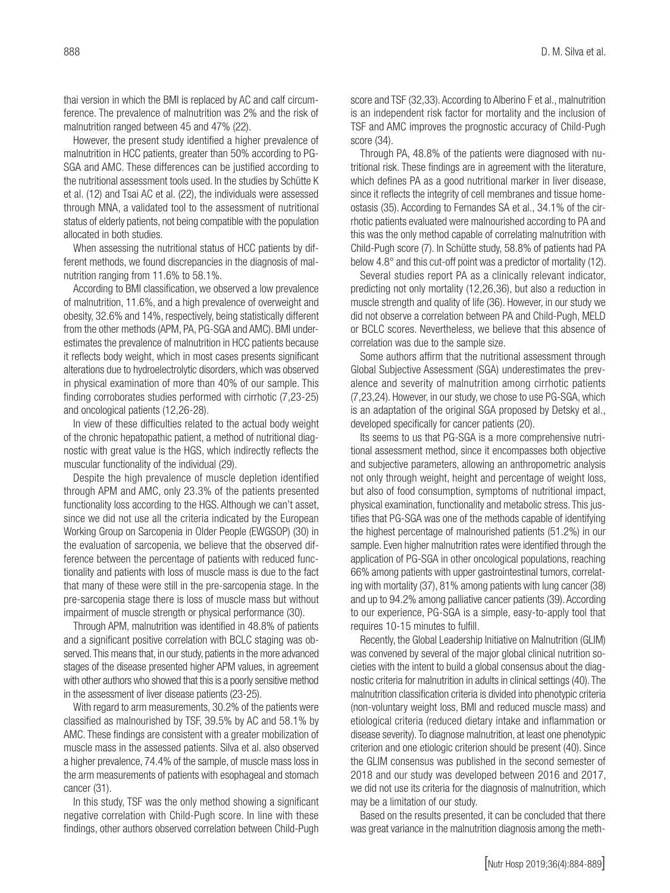thai version in which the BMI is replaced by AC and calf circumference. The prevalence of malnutrition was 2% and the risk of malnutrition ranged between 45 and 47% (22).

However, the present study identified a higher prevalence of malnutrition in HCC patients, greater than 50% according to PG-SGA and AMC. These differences can be justified according to the nutritional assessment tools used. In the studies by Schütte K et al. (12) and Tsai AC et al. (22), the individuals were assessed through MNA, a validated tool to the assessment of nutritional status of elderly patients, not being compatible with the population allocated in both studies.

When assessing the nutritional status of HCC patients by different methods, we found discrepancies in the diagnosis of malnutrition ranging from 11.6% to 58.1%.

According to BMI classification, we observed a low prevalence of malnutrition, 11.6%, and a high prevalence of overweight and obesity, 32.6% and 14%, respectively, being statistically different from the other methods (APM, PA, PG-SGA and AMC). BMI underestimates the prevalence of malnutrition in HCC patients because it reflects body weight, which in most cases presents significant alterations due to hydroelectrolytic disorders, which was observed in physical examination of more than 40% of our sample. This finding corroborates studies performed with cirrhotic (7,23-25) and oncological patients (12,26-28).

In view of these difficulties related to the actual body weight of the chronic hepatopathic patient, a method of nutritional diagnostic with great value is the HGS, which indirectly reflects the muscular functionality of the individual (29).

Despite the high prevalence of muscle depletion identified through APM and AMC, only 23.3% of the patients presented functionality loss according to the HGS. Although we can't asset, since we did not use all the criteria indicated by the European Working Group on Sarcopenia in Older People (EWGSOP) (30) in the evaluation of sarcopenia, we believe that the observed difference between the percentage of patients with reduced functionality and patients with loss of muscle mass is due to the fact that many of these were still in the pre-sarcopenia stage. In the pre-sarcopenia stage there is loss of muscle mass but without impairment of muscle strength or physical performance (30).

Through APM, malnutrition was identified in 48.8% of patients and a significant positive correlation with BCLC staging was observed. This means that, in our study, patients in the more advanced stages of the disease presented higher APM values, in agreement with other authors who showed that this is a poorly sensitive method in the assessment of liver disease patients (23-25).

With regard to arm measurements, 30.2% of the patients were classified as malnourished by TSF, 39.5% by AC and 58.1% by AMC. These findings are consistent with a greater mobilization of muscle mass in the assessed patients. Silva et al. also observed a higher prevalence, 74.4% of the sample, of muscle mass loss in the arm measurements of patients with esophageal and stomach cancer (31).

In this study, TSF was the only method showing a significant negative correlation with Child-Pugh score. In line with these findings, other authors observed correlation between Child-Pugh score and TSF (32,33). According to Alberino F et al., malnutrition is an independent risk factor for mortality and the inclusion of TSF and AMC improves the prognostic accuracy of Child-Pugh score (34).

Through PA, 48.8% of the patients were diagnosed with nutritional risk. These findings are in agreement with the literature, which defines PA as a good nutritional marker in liver disease, since it reflects the integrity of cell membranes and tissue homeostasis (35). According to Fernandes SA et al., 34.1% of the cirrhotic patients evaluated were malnourished according to PA and this was the only method capable of correlating malnutrition with Child-Pugh score (7). In Schütte study, 58.8% of patients had PA below 4.8° and this cut-off point was a predictor of mortality (12).

Several studies report PA as a clinically relevant indicator, predicting not only mortality (12,26,36), but also a reduction in muscle strength and quality of life (36). However, in our study we did not observe a correlation between PA and Child-Pugh, MELD or BCLC scores. Nevertheless, we believe that this absence of correlation was due to the sample size.

Some authors affirm that the nutritional assessment through Global Subjective Assessment (SGA) underestimates the prevalence and severity of malnutrition among cirrhotic patients (7,23,24). However, in our study, we chose to use PG-SGA, which is an adaptation of the original SGA proposed by Detsky et al., developed specifically for cancer patients (20).

Its seems to us that PG-SGA is a more comprehensive nutritional assessment method, since it encompasses both objective and subjective parameters, allowing an anthropometric analysis not only through weight, height and percentage of weight loss, but also of food consumption, symptoms of nutritional impact, physical examination, functionality and metabolic stress. This justifies that PG-SGA was one of the methods capable of identifying the highest percentage of malnourished patients (51.2%) in our sample. Even higher malnutrition rates were identified through the application of PG-SGA in other oncological populations, reaching 66% among patients with upper gastrointestinal tumors, correlating with mortality (37), 81% among patients with lung cancer (38) and up to 94.2% among palliative cancer patients (39). According to our experience, PG-SGA is a simple, easy-to-apply tool that requires 10-15 minutes to fulfill.

Recently, the Global Leadership Initiative on Malnutrition (GLIM) was convened by several of the major global clinical nutrition societies with the intent to build a global consensus about the diagnostic criteria for malnutrition in adults in clinical settings (40). The malnutrition classification criteria is divided into phenotypic criteria (non-voluntary weight loss, BMI and reduced muscle mass) and etiological criteria (reduced dietary intake and inflammation or disease severity). To diagnose malnutrition, at least one phenotypic criterion and one etiologic criterion should be present (40). Since the GLIM consensus was published in the second semester of 2018 and our study was developed between 2016 and 2017, we did not use its criteria for the diagnosis of malnutrition, which may be a limitation of our study.

Based on the results presented, it can be concluded that there was great variance in the malnutrition diagnosis among the meth-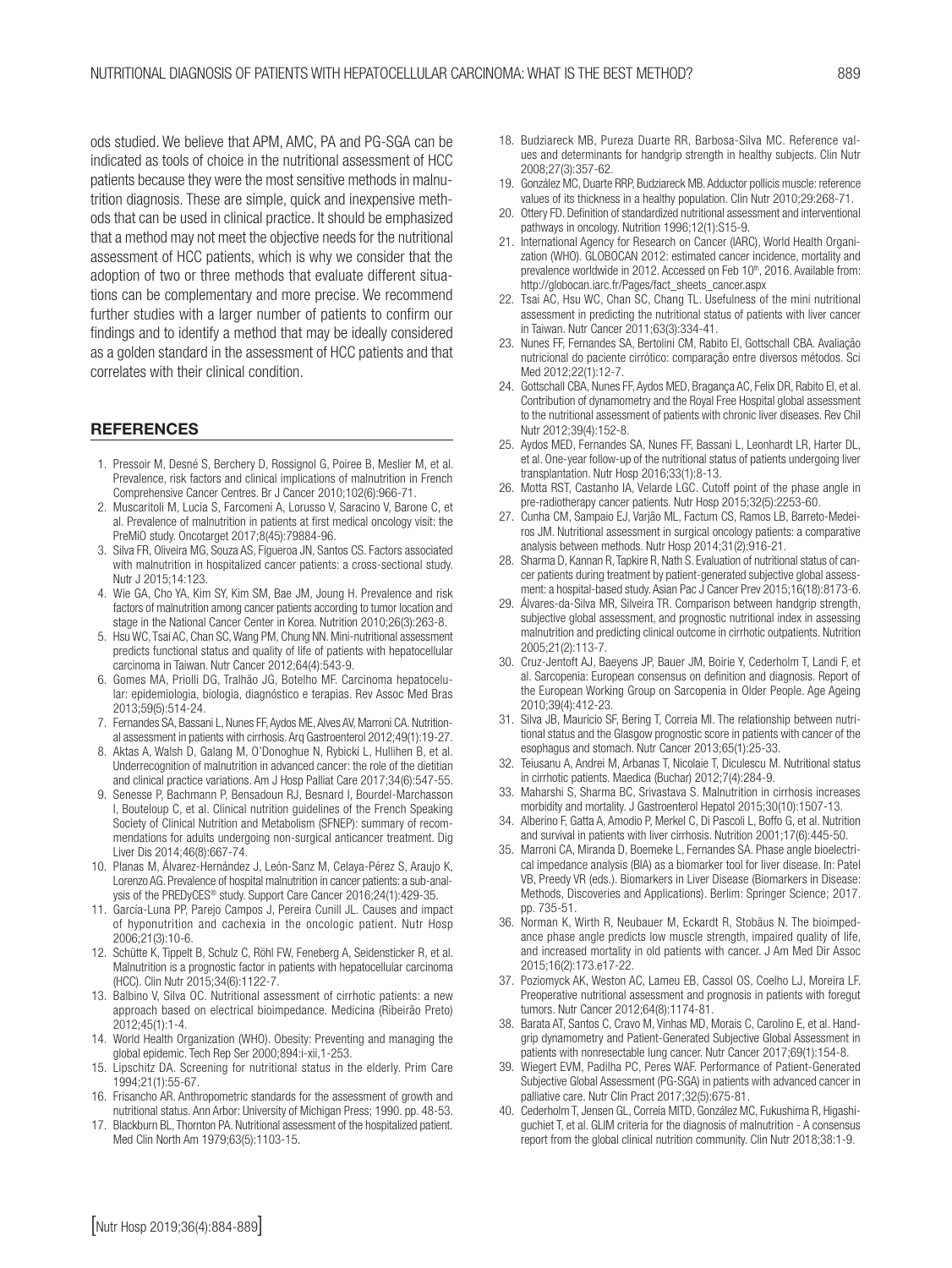ods studied. We believe that APM, AMC, PA and PG-SGA can be indicated as tools of choice in the nutritional assessment of HCC patients because they were the most sensitive methods in malnutrition diagnosis. These are simple, quick and inexpensive methods that can be used in clinical practice. It should be emphasized that a method may not meet the objective needs for the nutritional assessment of HCC patients, which is why we consider that the adoption of two or three methods that evaluate different situations can be complementary and more precise. We recommend further studies with a larger number of patients to confirm our findings and to identify a method that may be ideally considered as a golden standard in the assessment of HCC patients and that correlates with their clinical condition.

## REFERENCES

1. Pressoir M, Desné S, Berchery D, Rossignol G, Poiree B, Meslier M, et al. Prevalence, risk factors and clinical implications of malnutrition in French Comprehensive Cancer Centres. Br J Cancer 2010;102(6):966-71.
2. Muscaritoli M, Lucia S, Farcomeni A, Lorusso V, Saracino V, Barone C, et al. Prevalence of malnutrition in patients at first medical oncology visit: the PreMiO study. Oncotarget 2017;8(45):79884-96.
3. Silva FR, Oliveira MG, Souza AS, Figueroa JN, Santos CS. Factors associated with malnutrition in hospitalized cancer patients: a cross-sectional study. Nutr J 2015;14:123.
4. Wie GA, Cho YA, Kim SY, Kim SM, Bae JM, Joung H. Prevalence and risk factors of malnutrition among cancer patients according to tumor location and stage in the National Cancer Center in Korea. Nutrition 2010;26(3):263-8.
5. Hsu WC, Tsai AC, Chan SC, Wang PM, Chung NN. Mini-nutritional assessment predicts functional status and quality of life of patients with hepatocellular carcinoma in Taiwan. Nutr Cancer 2012;64(4):543-9.
6. Gomes MA, Priolli DG, Tralhão JG, Botelho MF. Carcinoma hepatocelular: epidemiologia, biologia, diagnóstico e terapias. Rev Assoc Med Bras 2013;59(5):514-24.
7. Fernandes SA, Bassani L, Nunes FF, Aydos ME, Alves AV, Marroni CA. Nutritional assessment in patients with cirrhosis. Arq Gastroenterol 2012;49(1):19-27.
8. Aktas A, Walsh D, Galang M, O'Donoghue N, Rybicki L, Hullihen B, et al. Underrecognition of malnutrition in advanced cancer: the role of the dietitian and clinical practice variations. Am J Hosp Palliat Care 2017;34(6):547-55.
9. Senesse P, Bachmann P, Bensadoun RJ, Besnard I, Bourdel-Marchasson I, Bouteloup C, et al. Clinical nutrition guidelines of the French Speaking Society of Clinical Nutrition and Metabolism (SFNEP): summary of recommendations for adults undergoing non-surgical anticancer treatment. Dig Liver Dis 2014;46(8):667-74.
10. Planas M, Álvarez-Hernández J, León-Sanz M, Celaya-Pérez S, Araujo K, Lorenzo AG. Prevalence of hospital malnutrition in cancer patients: a sub-analysis of the PREDyCES® study. Support Care Cancer 2016;24(1):429-35.
11. García-Luna PP, Parejo Campos J, Pereira Cunill JL. Causes and impact of hyponutrition and cachexia in the oncologic patient. Nutr Hosp 2006;21(3):10-6.
12. Schütte K, Tippelt B, Schulz C, Röhl FW, Feneberg A, Seidensticker R, et al. Malnutrition is a prognostic factor in patients with hepatocellular carcinoma (HCC). Clin Nutr 2015;34(6):1122-7.
13. Balbino V, Silva OC. Nutritional assessment of cirrhotic patients: a new approach based on electrical bioimpedance. Medicina (Ribeirão Preto) 2012;45(1):1-4.
14. World Health Organization (WHO). Obesity: Preventing and managing the global epidemic. Tech Rep Ser 2000;894:i-xii,1-253.
15. Lipschitz DA. Screening for nutritional status in the elderly. Prim Care 1994;21(1):55-67.
16. Frisancho AR. Anthropometric standards for the assessment of growth and nutritional status. Ann Arbor: University of Michigan Press; 1990. pp. 48-53.
17. Blackburn BL, Thornton PA. Nutritional assessment of the hospitalized patient. Med Clin North Am 1979;63(5):1103-15.
18. Budziareck MB, Pureza Duarte RR, Barbosa-Silva MC. Reference values and determinants for handgrip strength in healthy subjects. Clin Nutr 2008;27(3):357-62.
19. González MC, Duarte RRP, Budziareck MB. Adductor pollicis muscle: reference values of its thickness in a healthy population. Clin Nutr 2010;29:268-71.
20. Ottery FD. Definition of standardized nutritional assessment and interventional pathways in oncology. Nutrition 1996;12(1):S15-9.
21. International Agency for Research on Cancer (IARC), World Health Organization (WHO). GLOBOCAN 2012: estimated cancer incidence, mortality and prevalence worldwide in 2012. Accessed on Feb 10th, 2016. Available from: http://globocan.iarc.fr/Pages/fact_sheets_cancer.aspx
22. Tsai AC, Hsu WC, Chan SC, Chang TL. Usefulness of the mini nutritional assessment in predicting the nutritional status of patients with liver cancer in Taiwan. Nutr Cancer 2011;63(3):334-41.
23. Nunes FF, Fernandes SA, Bertolini CM, Rabito EI, Gottschall CBA. Avaliação nutricional do paciente cirrótico: comparação entre diversos métodos. Sci Med 2012;22(1):12-7.
24. Gottschall CBA, Nunes FF, Aydos MED, Bragança AC, Felix DR, Rabito EI, et al. Contribution of dynamometry and the Royal Free Hospital global assessment to the nutritional assessment of patients with chronic liver diseases. Rev Chil Nutr 2012;39(4):152-8.
25. Aydos MED, Fernandes SA, Nunes FF, Bassani L, Leonhardt LR, Harter DL, et al. One-year follow-up of the nutritional status of patients undergoing liver transplantation. Nutr Hosp 2016;33(1):8-13.
26. Motta RST, Castanho IA, Velarde LGC. Cutoff point of the phase angle in pre-radiotherapy cancer patients. Nutr Hosp 2015;32(5):2253-60.
27. Cunha CM, Sampaio EJ, Varjão ML, Factum CS, Ramos LB, Barreto-Medeiros JM. Nutritional assessment in surgical oncology patients: a comparative analysis between methods. Nutr Hosp 2014;31(2):916-21.
28. Sharma D, Kannan R, Tapkire R, Nath S. Evaluation of nutritional status of cancer patients during treatment by patient-generated subjective global assessment: a hospital-based study. Asian Pac J Cancer Prev 2015;16(18):8173-6.
29. Álvares-da-Silva MR, Silveira TR. Comparison between handgrip strength, subjective global assessment, and prognostic nutritional index in assessing malnutrition and predicting clinical outcome in cirrhotic outpatients. Nutrition 2005;21(2):113-7.
30. Cruz-Jentoft AJ, Baeyens JP, Bauer JM, Boirie Y, Cederholm T, Landi F, et al. Sarcopenia: European consensus on definition and diagnosis. Report of the European Working Group on Sarcopenia in Older People. Age Ageing 2010;39(4):412-23.
31. Silva JB, Maurício SF, Bering T, Correia MI. The relationship between nutritional status and the Glasgow prognostic score in patients with cancer of the esophagus and stomach. Nutr Cancer 2013;65(1):25-33.
32. Teiusanu A, Andrei M, Arbanas T, Nicolaie T, Diculescu M. Nutritional status in cirrhotic patients. Maedica (Buchar) 2012;7(4):284-9.
33. Maharshi S, Sharma BC, Srivastava S. Malnutrition in cirrhosis increases morbidity and mortality. J Gastroenterol Hepatol 2015;30(10):1507-13.
34. Alberino F, Gatta A, Amodio P, Merkel C, Di Pascoli L, Boffo G, et al. Nutrition and survival in patients with liver cirrhosis. Nutrition 2001;17(6):445-50.
35. Marroni CA, Miranda D, Boemeke L, Fernandes SA. Phase angle bioelectrical impedance analysis (BIA) as a biomarker tool for liver disease. In: Patel VB, Preedy VR (eds.). Biomarkers in Liver Disease (Biomarkers in Disease: Methods, Discoveries and Applications). Berlim: Springer Science; 2017. pp. 735-51.
36. Norman K, Wirth R, Neubauer M, Eckardt R, Stobäus N. The bioimpedance phase angle predicts low muscle strength, impaired quality of life, and increased mortality in old patients with cancer. J Am Med Dir Assoc 2015;16(2):173.e17-22.
37. Poziomyck AK, Weston AC, Lameu EB, Cassol OS, Coelho LJ, Moreira LF. Preoperative nutritional assessment and prognosis in patients with foregut tumors. Nutr Cancer 2012;64(8):1174-81.
38. Barata AT, Santos C, Cravo M, Vinhas MD, Morais C, Carolino E, et al. Handgrip dynamometry and Patient-Generated Subjective Global Assessment in patients with nonresectable lung cancer. Nutr Cancer 2017;69(1):154-8.
39. Wiegert EVM, Padilha PC, Peres WAF. Performance of Patient-Generated Subjective Global Assessment (PG-SGA) in patients with advanced cancer in palliative care. Nutr Clin Pract 2017;32(5):675-81.
40. Cederholm T, Jensen GL, Correia MITD, González MC, Fukushima R, Higashiguchiet T, et al. GLIM criteria for the diagnosis of malnutrition - A consensus report from the global clinical nutrition community. Clin Nutr 2018;38:1-9.